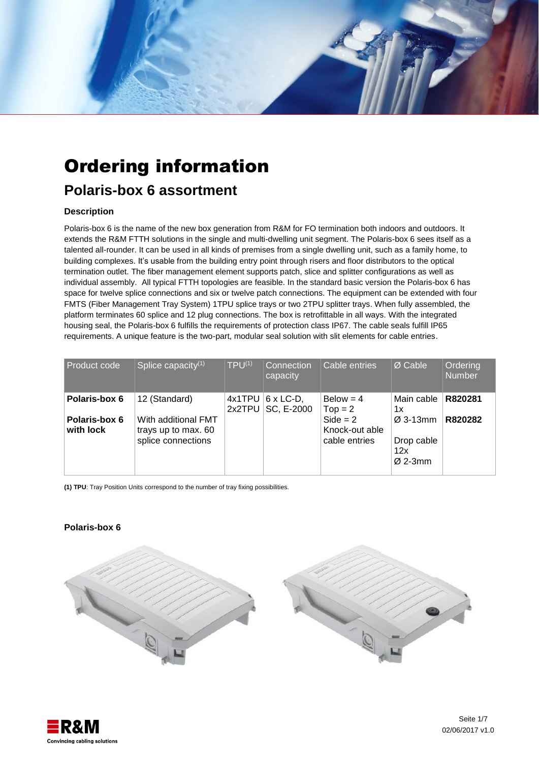# Ordering information

## Polaris-box 6 assortment

### Description

Polaris-box 6 is the name of the new box generation from R&M for FO termination both indoors and outdoors. It extends the R&M FTTH solutions in the single and multi-dwelling unit segment. The Polaris-box 6 sees itself as a talented all-rounder. It can be used in all kinds of premises from a single dwelling unit, such as a family home, to building complexes. It's usable from the building entry point through risers and floor distributors to the optical termination outlet. The fiber management element supports patch, slice and splitter configurations as well as individual assembly. All typical FTTH topologies are feasible. In the standard basic version the Polaris-box 6 has space for twelve splice connections and six or twelve patch connections. The equipment can be extended with four FMTS (Fiber Management Tray System) 1TPU splice trays or two 2TPU splitter trays. When fully assembled, the platform terminates 60 splice and 12 plug connections. The box is retrofittable in all ways. With the integrated housing seal, the Polaris-box 6 fulfills the requirements of protection class IP67. The cable seals fulfill IP65 requirements. A unique feature is the two-part, modular seal solution with slit elements for cable entries.

| Product code | Splice capacity[1] | TPU[1] | Connection capacity | Cable entries | Ø Cable | Ordering Number |
|---|---|---|---|---|---|---|
| **Polaris-box 6** | 12 (Standard) | 4x1TPU<br>2x2TPU | 6 x LC-D,<br>SC, E-2000 | Below = 4<br>Top = 2<br>Side = 2<br>Knock-out able cable entries | Main cable 1x<br>Ø 3-13mm<br><br>Drop cable 12x<br>Ø 2-3mm | **R820281** |
| **Polaris-box 6 with lock** | With additional FMT trays up to max. 60 splice connections | | | | | **R820282** |

**(1) TPU**: Tray Position Units correspond to the number of tray fixing possibilities.

### Polaris-box 6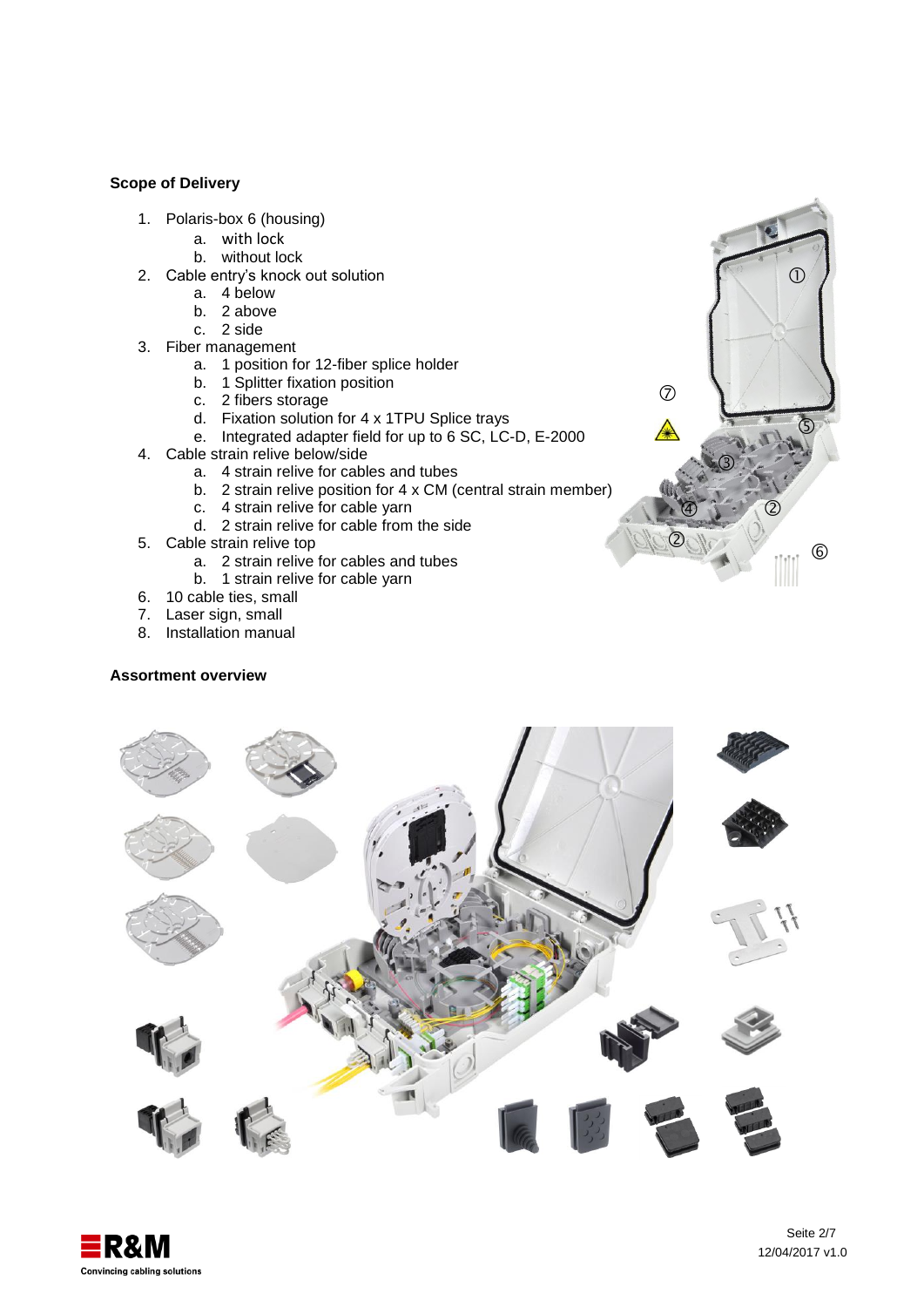**Scope of Delivery**

1. Polaris-box 6 (housing)
    a. with lock
    b. without lock
2. Cable entry's knock out solution
    a. 4 below
    b. 2 above
    c. 2 side
3. Fiber management
    a. 1 position for 12-fiber splice holder
    b. 1 Splitter fixation position
    c. 2 fibers storage
    d. Fixation solution for 4 x 1TPU Splice trays
    e. Integrated adapter field for up to 6 SC, LC-D, E-2000
4. Cable strain relive below/side
    a. 4 strain relive for cables and tubes
    b. 2 strain relive position for 4 x CM (central strain member)
    c. 4 strain relive for cable yarn
    d. 2 strain relive for cable from the side
5. Cable strain relive top
    a. 2 strain relive for cables and tubes
    b. 1 strain relive for cable yarn
6. 10 cable ties, small
7. Laser sign, small
8. Installation manual

**Assortment overview**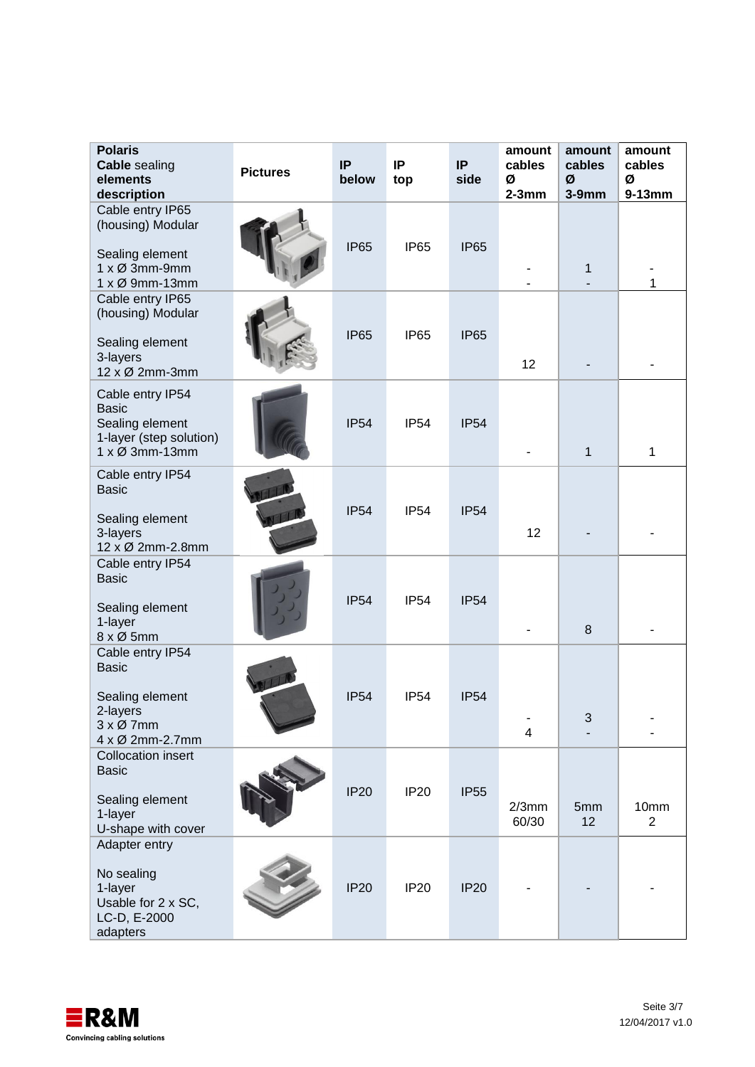| **Polaris** Cable sealing **elements** **description** | **Pictures** | **IP below** | **IP top** | **IP side** | **amount cables Ø 2-3mm** | **amount cables Ø 3-9mm** | **amount cables Ø 9-13mm** |
|---|---|---|---|---|---|---|---|
| Cable entry IP65 (housing) Modular<br><br>Sealing element<br>1 x Ø 3mm-9mm<br>1 x Ø 9mm-13mm | | IP65 | IP65 | IP65 | -<br>- | 1<br>- | -<br>1 |
| Cable entry IP65 (housing) Modular<br><br>Sealing element<br>3-layers<br>12 x Ø 2mm-3mm | | IP65 | IP65 | IP65 | 12 | - | - |
| Cable entry IP54 Basic<br>Sealing element<br>1-layer (step solution)<br>1 x Ø 3mm-13mm | | IP54 | IP54 | IP54 | - | 1 | 1 |
| Cable entry IP54 Basic<br><br>Sealing element<br>3-layers<br>12 x Ø 2mm-2.8mm | | IP54 | IP54 | IP54 | 12 | - | - |
| Cable entry IP54 Basic<br><br>Sealing element<br>1-layer<br>8 x Ø 5mm | | IP54 | IP54 | IP54 | - | 8 | - |
| Cable entry IP54 Basic<br><br>Sealing element<br>2-layers<br>3 x Ø 7mm<br>4 x Ø 2mm-2.7mm | | IP54 | IP54 | IP54 | -<br>4 | 3<br>- | -<br>- |
| Collocation insert Basic<br><br>Sealing element<br>1-layer<br>U-shape with cover | | IP20 | IP20 | IP55 | 2/3mm<br>60/30 | 5mm<br>12 | 10mm<br>2 |
| Adapter entry<br><br>No sealing<br>1-layer<br>Usable for 2 x SC, LC-D, E-2000 adapters | | IP20 | IP20 | IP20 | - | - | - |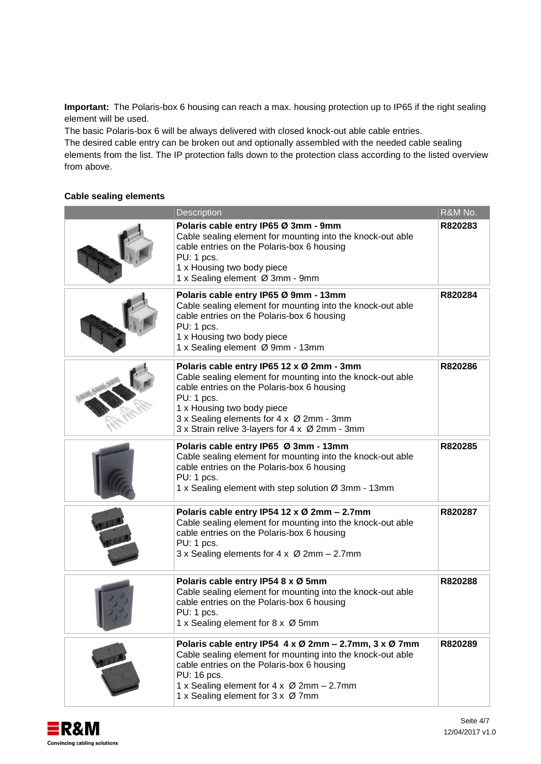**Important:** The Polaris-box 6 housing can reach a max. housing protection up to IP65 if the right sealing element will be used.
The basic Polaris-box 6 will be always delivered with closed knock-out able cable entries.
The desired cable entry can be broken out and optionally assembled with the needed cable sealing elements from the list. The IP protection falls down to the protection class according to the listed overview from above.

**Cable sealing elements**

| | Description | R&M No. |
|---|---|---|
| | **Polaris cable entry IP65 Ø 3mm - 9mm**<br>Cable sealing element for mounting into the knock-out able cable entries on the Polaris-box 6 housing<br>PU: 1 pcs.<br>1 x Housing two body piece<br>1 x Sealing element Ø 3mm - 9mm | **R820283** |
| | **Polaris cable entry IP65 Ø 9mm - 13mm**<br>Cable sealing element for mounting into the knock-out able cable entries on the Polaris-box 6 housing<br>PU: 1 pcs.<br>1 x Housing two body piece<br>1 x Sealing element Ø 9mm - 13mm | **R820284** |
| | **Polaris cable entry IP65 12 x Ø 2mm - 3mm**<br>Cable sealing element for mounting into the knock-out able cable entries on the Polaris-box 6 housing<br>PU: 1 pcs.<br>1 x Housing two body piece<br>3 x Sealing elements for 4 x Ø 2mm - 3mm<br>3 x Strain relive 3-layers for 4 x Ø 2mm - 3mm | **R820286** |
| | **Polaris cable entry IP65 Ø 3mm - 13mm**<br>Cable sealing element for mounting into the knock-out able cable entries on the Polaris-box 6 housing<br>PU: 1 pcs.<br>1 x Sealing element with step solution Ø 3mm - 13mm | **R820285** |
| | **Polaris cable entry IP54 12 x Ø 2mm – 2.7mm**<br>Cable sealing element for mounting into the knock-out able cable entries on the Polaris-box 6 housing<br>PU: 1 pcs.<br>3 x Sealing elements for 4 x Ø 2mm – 2.7mm | **R820287** |
| | **Polaris cable entry IP54 8 x Ø 5mm**<br>Cable sealing element for mounting into the knock-out able cable entries on the Polaris-box 6 housing<br>PU: 1 pcs.<br>1 x Sealing element for 8 x Ø 5mm | **R820288** |
| | **Polaris cable entry IP54 4 x Ø 2mm – 2.7mm, 3 x Ø 7mm**<br>Cable sealing element for mounting into the knock-out able cable entries on the Polaris-box 6 housing<br>PU: 16 pcs.<br>1 x Sealing element for 4 x Ø 2mm – 2.7mm<br>1 x Sealing element for 3 x Ø 7mm | **R820289** |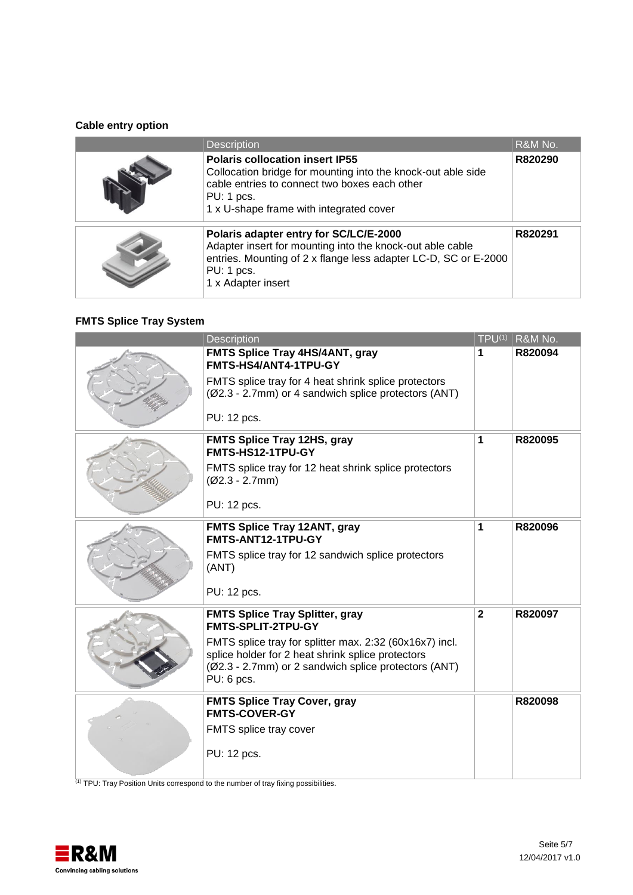### Cable entry option

| | Description | R&M No. |
|---|---|---|
| | **Polaris collocation insert IP55**<br>Collocation bridge for mounting into the knock-out able side cable entries to connect two boxes each other<br>PU: 1 pcs.<br>1 x U-shape frame with integrated cover | **R820290** |
| | **Polaris adapter entry for SC/LC/E-2000**<br>Adapter insert for mounting into the knock-out able cable entries. Mounting of 2 x flange less adapter LC-D, SC or E-2000<br>PU: 1 pcs.<br>1 x Adapter insert | **R820291** |

### FMTS Splice Tray System

| | Description | TPU[1] | R&M No. |
|---|---|---|---|
| | **FMTS Splice Tray 4HS/4ANT, gray**<br>**FMTS-HS4/ANT4-1TPU-GY**<br>FMTS splice tray for 4 heat shrink splice protectors (Ø2.3 - 2.7mm) or 4 sandwich splice protectors (ANT)<br>PU: 12 pcs. | **1** | **R820094** |
| | **FMTS Splice Tray 12HS, gray**<br>**FMTS-HS12-1TPU-GY**<br>FMTS splice tray for 12 heat shrink splice protectors (Ø2.3 - 2.7mm)<br>PU: 12 pcs. | **1** | **R820095** |
| | **FMTS Splice Tray 12ANT, gray**<br>**FMTS-ANT12-1TPU-GY**<br>FMTS splice tray for 12 sandwich splice protectors (ANT)<br>PU: 12 pcs. | **1** | **R820096** |
| | **FMTS Splice Tray Splitter, gray**<br>**FMTS-SPLIT-2TPU-GY**<br>FMTS splice tray for splitter max. 2:32 (60x16x7) incl. splice holder for 2 heat shrink splice protectors (Ø2.3 - 2.7mm) or 2 sandwich splice protectors (ANT)<br>PU: 6 pcs. | **2** | **R820097** |
| | **FMTS Splice Tray Cover, gray**<br>**FMTS-COVER-GY**<br>FMTS splice tray cover<br>PU: 12 pcs. | | **R820098** |

[1] TPU: Tray Position Units correspond to the number of tray fixing possibilities.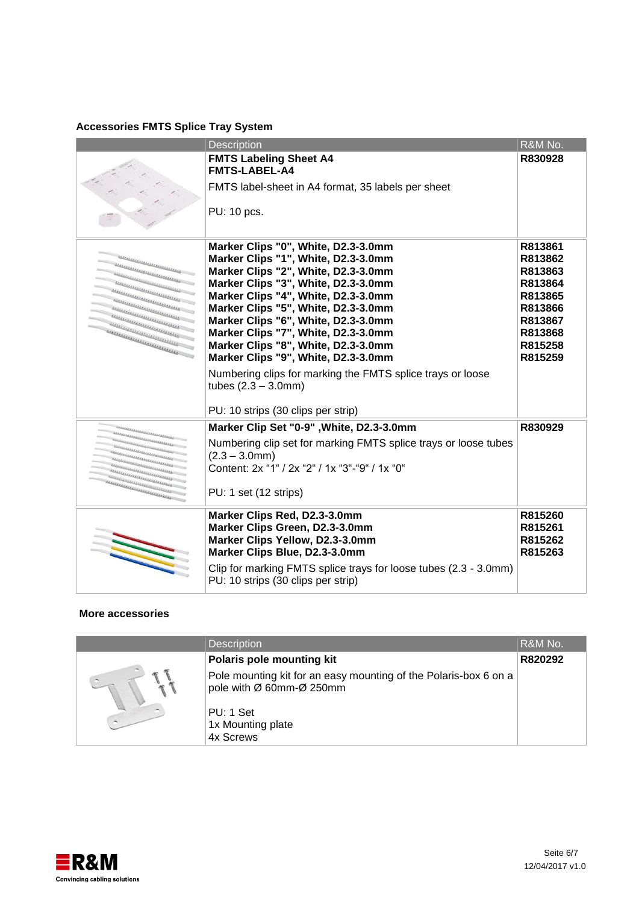### Accessories FMTS Splice Tray System

| | Description | R&M No. |
|---|---|---|
| | **FMTS Labeling Sheet A4**<br>**FMTS-LABEL-A4**<br><br>FMTS label-sheet in A4 format, 35 labels per sheet<br><br>PU: 10 pcs. | **R830928** |
| | **Marker Clips "0", White, D2.3-3.0mm**<br>**Marker Clips "1", White, D2.3-3.0mm**<br>**Marker Clips "2", White, D2.3-3.0mm**<br>**Marker Clips "3", White, D2.3-3.0mm**<br>**Marker Clips "4", White, D2.3-3.0mm**<br>**Marker Clips "5", White, D2.3-3.0mm**<br>**Marker Clips "6", White, D2.3-3.0mm**<br>**Marker Clips "7", White, D2.3-3.0mm**<br>**Marker Clips "8", White, D2.3-3.0mm**<br>**Marker Clips "9", White, D2.3-3.0mm**<br><br>Numbering clips for marking the FMTS splice trays or loose tubes (2.3 – 3.0mm)<br><br>PU: 10 strips (30 clips per strip) | **R813861**<br>**R813862**<br>**R813863**<br>**R813864**<br>**R813865**<br>**R813866**<br>**R813867**<br>**R813868**<br>**R815258**<br>**R815259** |
| | **Marker Clip Set "0-9" ,White, D2.3-3.0mm**<br><br>Numbering clip set for marking FMTS splice trays or loose tubes (2.3 – 3.0mm)<br>Content: 2x "1" / 2x "2" / 1x "3"-"9" / 1x "0"<br><br>PU: 1 set (12 strips) | **R830929** |
| | **Marker Clips Red, D2.3-3.0mm**<br>**Marker Clips Green, D2.3-3.0mm**<br>**Marker Clips Yellow, D2.3-3.0mm**<br>**Marker Clips Blue, D2.3-3.0mm**<br><br>Clip for marking FMTS splice trays for loose tubes (2.3 - 3.0mm)<br>PU: 10 strips (30 clips per strip) | **R815260**<br>**R815261**<br>**R815262**<br>**R815263** |

### More accessories

| | Description | R&M No. |
|---|---|---|
| | **Polaris pole mounting kit**<br><br>Pole mounting kit for an easy mounting of the Polaris-box 6 on a pole with Ø 60mm-Ø 250mm<br><br>PU: 1 Set<br>1x Mounting plate<br>4x Screws | **R820292** |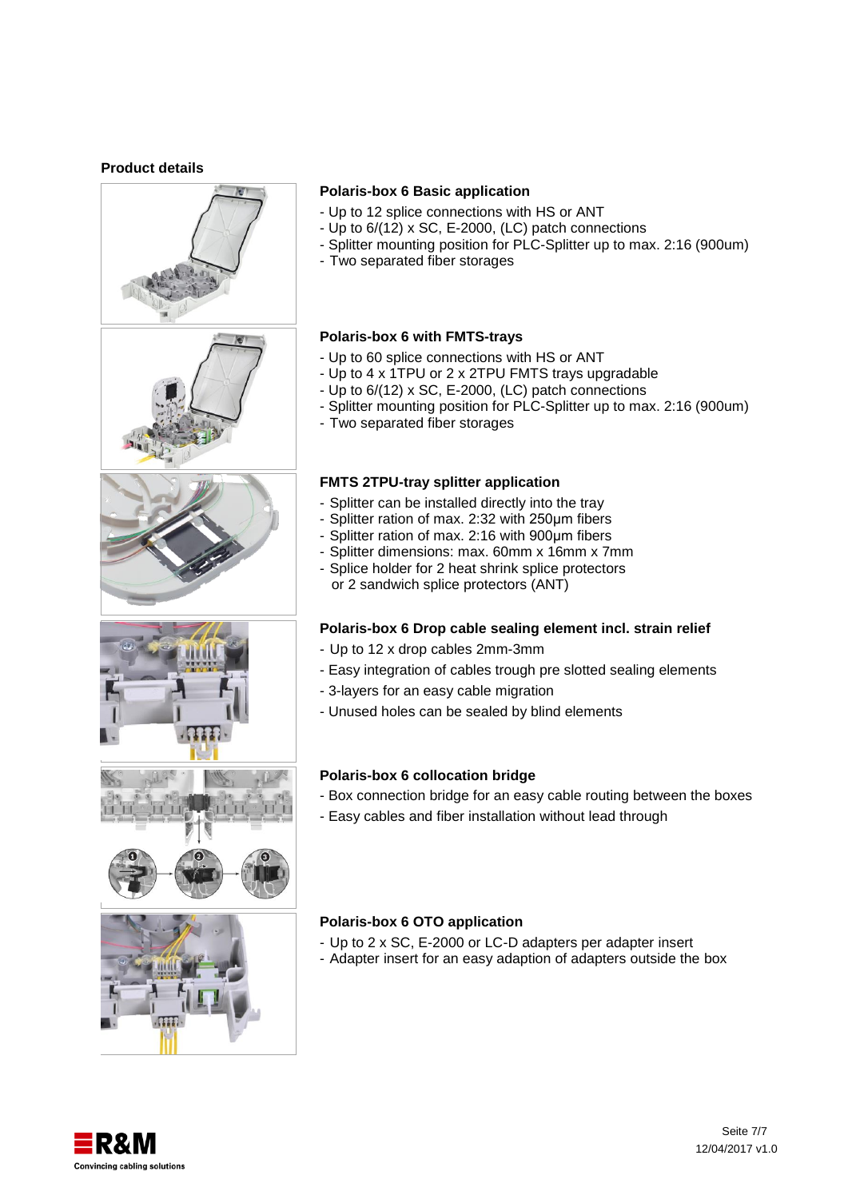**Product details**

**Polaris-box 6 Basic application**

- Up to 12 splice connections with HS or ANT
- Up to 6/(12) x SC, E-2000, (LC) patch connections
- Splitter mounting position for PLC-Splitter up to max. 2:16 (900um)
- Two separated fiber storages

**Polaris-box 6 with FMTS-trays**

- Up to 60 splice connections with HS or ANT
- Up to 4 x 1TPU or 2 x 2TPU FMTS trays upgradable
- Up to 6/(12) x SC, E-2000, (LC) patch connections
- Splitter mounting position for PLC-Splitter up to max. 2:16 (900um)
- Two separated fiber storages

**FMTS 2TPU-tray splitter application**

- Splitter can be installed directly into the tray
- Splitter ration of max. 2:32 with 250µm fibers
- Splitter ration of max. 2:16 with 900µm fibers
- Splitter dimensions: max. 60mm x 16mm x 7mm
- Splice holder for 2 heat shrink splice protectors or 2 sandwich splice protectors (ANT)

**Polaris-box 6 Drop cable sealing element incl. strain relief**

- Up to 12 x drop cables 2mm-3mm
- Easy integration of cables trough pre slotted sealing elements
- 3-layers for an easy cable migration
- Unused holes can be sealed by blind elements

**Polaris-box 6 collocation bridge**

- Box connection bridge for an easy cable routing between the boxes
- Easy cables and fiber installation without lead through

**Polaris-box 6 OTO application**

- Up to 2 x SC, E-2000 or LC-D adapters per adapter insert
- Adapter insert for an easy adaption of adapters outside the box

12/04/2017 v1.0